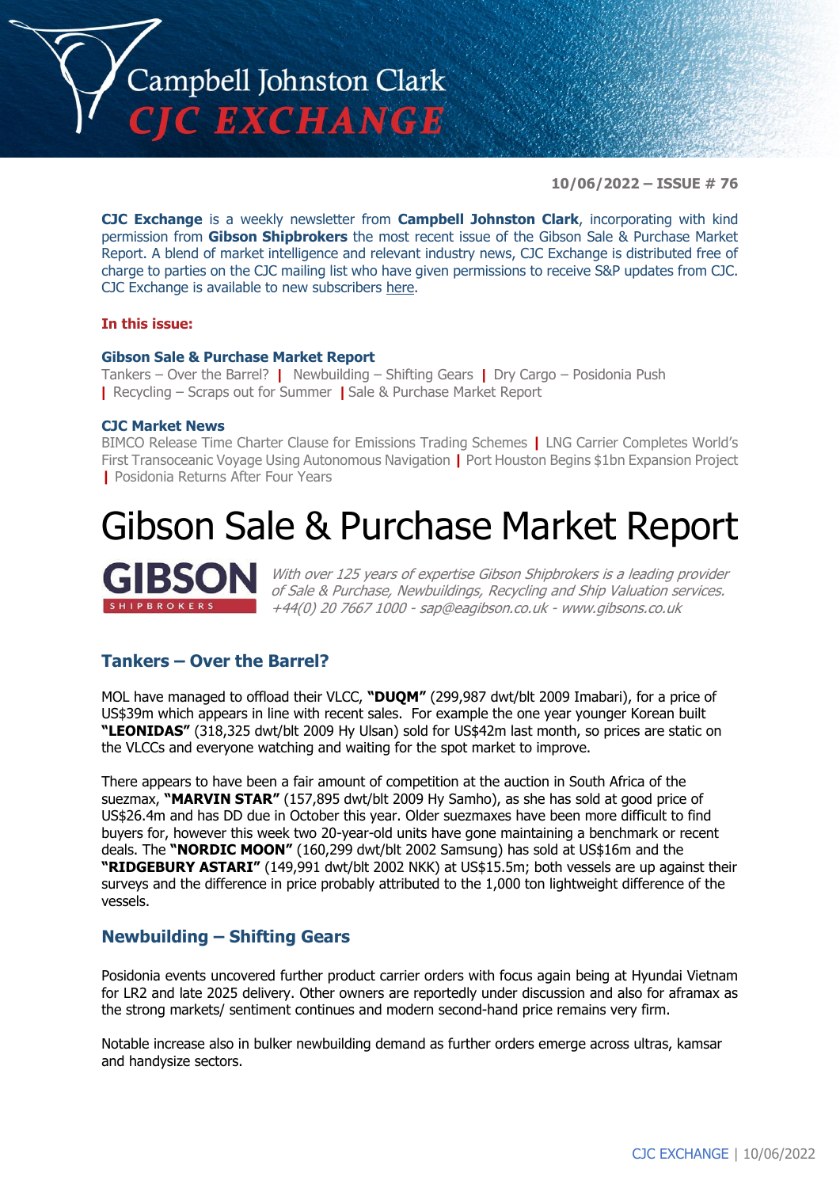# Campbell Johnston Clark
# CJC EXCHANGE

**10/06/2022 – ISSUE # 76**

**CJC Exchange** is a weekly newsletter from **Campbell Johnston Clark**, incorporating with kind permission from **Gibson Shipbrokers** the most recent issue of the Gibson Sale & Purchase Market Report. A blend of market intelligence and relevant industry news, CJC Exchange is distributed free of charge to parties on the CJC mailing list who have given permissions to receive S&P updates from CJC. CJC Exchange is available to new subscribers here.

**In this issue:**

**Gibson Sale & Purchase Market Report**
Tankers – Over the Barrel? | Newbuilding – Shifting Gears | Dry Cargo – Posidonia Push | Recycling – Scraps out for Summer | Sale & Purchase Market Report

**CJC Market News**
BIMCO Release Time Charter Clause for Emissions Trading Schemes | LNG Carrier Completes World's First Transoceanic Voyage Using Autonomous Navigation | Port Houston Begins $1bn Expansion Project | Posidonia Returns After Four Years

# Gibson Sale & Purchase Market Report

**GIBSON** SHIPBROKERS

*With over 125 years of expertise Gibson Shipbrokers is a leading provider of Sale & Purchase, Newbuildings, Recycling and Ship Valuation services. +44(0) 20 7667 1000 - sap@eagibson.co.uk - www.gibsons.co.uk*

## Tankers – Over the Barrel?

MOL have managed to offload their VLCC, **"DUQM"** (299,987 dwt/blt 2009 Imabari), for a price of US$39m which appears in line with recent sales. For example the one year younger Korean built **"LEONIDAS"** (318,325 dwt/blt 2009 Hy Ulsan) sold for US$42m last month, so prices are static on the VLCCs and everyone watching and waiting for the spot market to improve.

There appears to have been a fair amount of competition at the auction in South Africa of the suezmax, **"MARVIN STAR"** (157,895 dwt/blt 2009 Hy Samho), as she has sold at good price of US$26.4m and has DD due in October this year. Older suezmaxes have been more difficult to find buyers for, however this week two 20-year-old units have gone maintaining a benchmark or recent deals. The **"NORDIC MOON"** (160,299 dwt/blt 2002 Samsung) has sold at US$16m and the **"RIDGEBURY ASTARI"** (149,991 dwt/blt 2002 NKK) at US$15.5m; both vessels are up against their surveys and the difference in price probably attributed to the 1,000 ton lightweight difference of the vessels.

## Newbuilding – Shifting Gears

Posidonia events uncovered further product carrier orders with focus again being at Hyundai Vietnam for LR2 and late 2025 delivery. Other owners are reportedly under discussion and also for aframax as the strong markets/ sentiment continues and modern second-hand price remains very firm.

Notable increase also in bulker newbuilding demand as further orders emerge across ultras, kamsar and handysize sectors.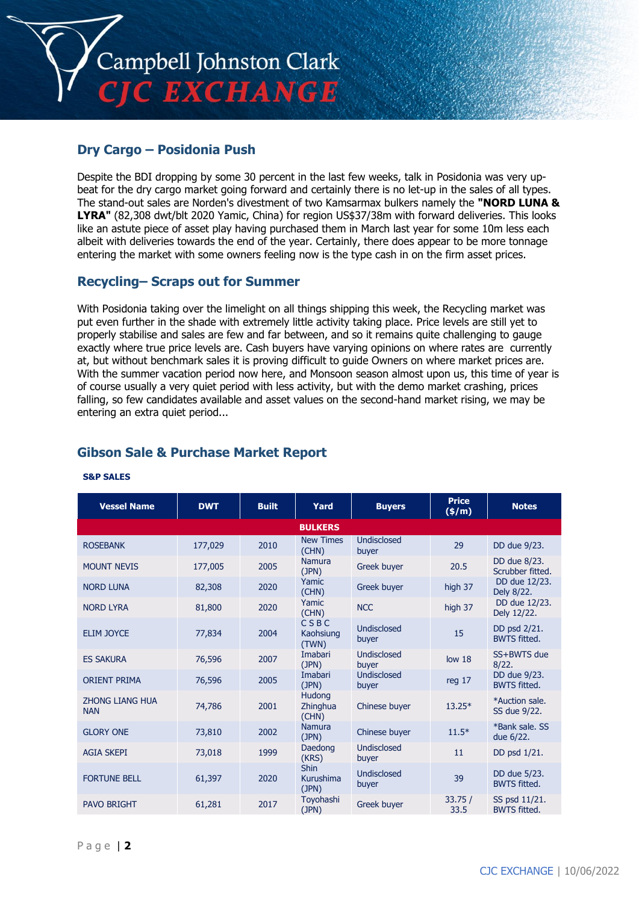## Dry Cargo – Posidonia Push

Despite the BDI dropping by some 30 percent in the last few weeks, talk in Posidonia was very up-beat for the dry cargo market going forward and certainly there is no let-up in the sales of all types. The stand-out sales are Norden's divestment of two Kamsarmax bulkers namely the **"NORD LUNA & LYRA"** (82,308 dwt/blt 2020 Yamic, China) for region US$37/38m with forward deliveries. This looks like an astute piece of asset play having purchased them in March last year for some 10m less each albeit with deliveries towards the end of the year. Certainly, there does appear to be more tonnage entering the market with some owners feeling now is the type cash in on the firm asset prices.

## Recycling– Scraps out for Summer

With Posidonia taking over the limelight on all things shipping this week, the Recycling market was put even further in the shade with extremely little activity taking place. Price levels are still yet to properly stabilise and sales are few and far between, and so it remains quite challenging to gauge exactly where true price levels are. Cash buyers have varying opinions on where rates are currently at, but without benchmark sales it is proving difficult to guide Owners on where market prices are. With the summer vacation period now here, and Monsoon season almost upon us, this time of year is of course usually a very quiet period with less activity, but with the demo market crashing, prices falling, so few candidates available and asset values on the second-hand market rising, we may be entering an extra quiet period...

## Gibson Sale & Purchase Market Report

**S&P SALES**

| Vessel Name | DWT | Built | Yard | Buyers | Price ($/m) | Notes |
|---|---|---|---|---|---|---|
| **BULKERS** | | | | | | |
| ROSEBANK | 177,029 | 2010 | New Times (CHN) | Undisclosed buyer | 29 | DD due 9/23. |
| MOUNT NEVIS | 177,005 | 2005 | Namura (JPN) | Greek buyer | 20.5 | DD due 8/23. Scrubber fitted. |
| NORD LUNA | 82,308 | 2020 | Yamic (CHN) | Greek buyer | high 37 | DD due 12/23. Dely 8/22. |
| NORD LYRA | 81,800 | 2020 | Yamic (CHN) | NCC | high 37 | DD due 12/23. Dely 12/22. |
| ELIM JOYCE | 77,834 | 2004 | C S B C Kaohsiung (TWN) | Undisclosed buyer | 15 | DD psd 2/21. BWTS fitted. |
| ES SAKURA | 76,596 | 2007 | Imabari (JPN) | Undisclosed buyer | low 18 | SS+BWTS due 8/22. |
| ORIENT PRIMA | 76,596 | 2005 | Imabari (JPN) | Undisclosed buyer | reg 17 | DD due 9/23. BWTS fitted. |
| ZHONG LIANG HUA NAN | 74,786 | 2001 | Hudong Zhinghua (CHN) | Chinese buyer | 13.25* | *Auction sale. SS due 9/22. |
| GLORY ONE | 73,810 | 2002 | Namura (JPN) | Chinese buyer | 11.5* | *Bank sale. SS due 6/22. |
| AGIA SKEPI | 73,018 | 1999 | Daedong (KRS) | Undisclosed buyer | 11 | DD psd 1/21. |
| FORTUNE BELL | 61,397 | 2020 | Shin Kurushima (JPN) | Undisclosed buyer | 39 | DD due 5/23. BWTS fitted. |
| PAVO BRIGHT | 61,281 | 2017 | Toyohashi (JPN) | Greek buyer | 33.75 / 33.5 | SS psd 11/21. BWTS fitted. |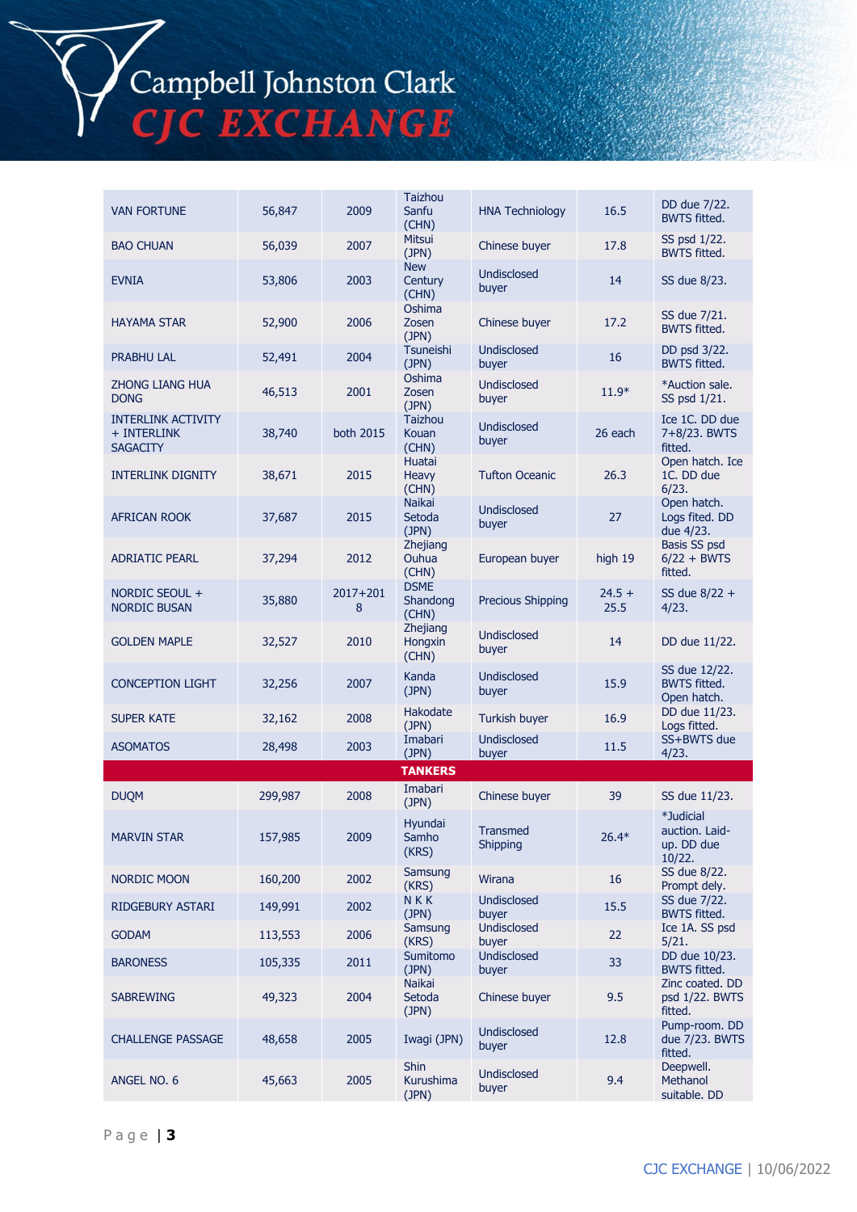| | | | | | | |
|---|---|---|---|---|---|---|
| VAN FORTUNE | 56,847 | 2009 | Taizhou Sanfu (CHN) | HNA Techniology | 16.5 | DD due 7/22. BWTS fitted. |
| BAO CHUAN | 56,039 | 2007 | Mitsui (JPN) | Chinese buyer | 17.8 | SS psd 1/22. BWTS fitted. |
| EVNIA | 53,806 | 2003 | New Century (CHN) | Undisclosed buyer | 14 | SS due 8/23. |
| HAYAMA STAR | 52,900 | 2006 | Oshima Zosen (JPN) | Chinese buyer | 17.2 | SS due 7/21. BWTS fitted. |
| PRABHU LAL | 52,491 | 2004 | Tsuneishi (JPN) | Undisclosed buyer | 16 | DD psd 3/22. BWTS fitted. |
| ZHONG LIANG HUA DONG | 46,513 | 2001 | Oshima Zosen (JPN) | Undisclosed buyer | 11.9* | *Auction sale. SS psd 1/21. |
| INTERLINK ACTIVITY + INTERLINK SAGACITY | 38,740 | both 2015 | Taizhou Kouan (CHN) | Undisclosed buyer | 26 each | Ice 1C. DD due 7+8/23. BWTS fitted. |
| INTERLINK DIGNITY | 38,671 | 2015 | Huatai Heavy (CHN) | Tufton Oceanic | 26.3 | Open hatch. Ice 1C. DD due 6/23. |
| AFRICAN ROOK | 37,687 | 2015 | Naikai Setoda (JPN) | Undisclosed buyer | 27 | Open hatch. Logs fited. DD due 4/23. |
| ADRIATIC PEARL | 37,294 | 2012 | Zhejiang Ouhua (CHN) | European buyer | high 19 | Basis SS psd 6/22 + BWTS fitted. |
| NORDIC SEOUL + NORDIC BUSAN | 35,880 | 2017+2018 | DSME Shandong (CHN) | Precious Shipping | 24.5 + 25.5 | SS due 8/22 + 4/23. |
| GOLDEN MAPLE | 32,527 | 2010 | Zhejiang Hongxin (CHN) | Undisclosed buyer | 14 | DD due 11/22. |
| CONCEPTION LIGHT | 32,256 | 2007 | Kanda (JPN) | Undisclosed buyer | 15.9 | SS due 12/22. BWTS fitted. Open hatch. |
| SUPER KATE | 32,162 | 2008 | Hakodate (JPN) | Turkish buyer | 16.9 | DD due 11/23. Logs fitted. |
| ASOMATOS | 28,498 | 2003 | Imabari (JPN) | Undisclosed buyer | 11.5 | SS+BWTS due 4/23. |
| **TANKERS** | | | | | | |
| DUQM | 299,987 | 2008 | Imabari (JPN) | Chinese buyer | 39 | SS due 11/23. |
| MARVIN STAR | 157,985 | 2009 | Hyundai Samho (KRS) | Transmed Shipping | 26.4* | *Judicial auction. Laid-up. DD due 10/22. |
| NORDIC MOON | 160,200 | 2002 | Samsung (KRS) | Wirana | 16 | SS due 8/22. Prompt dely. |
| RIDGEBURY ASTARI | 149,991 | 2002 | N K K (JPN) | Undisclosed buyer | 15.5 | SS due 7/22. BWTS fitted. |
| GODAM | 113,553 | 2006 | Samsung (KRS) | Undisclosed buyer | 22 | Ice 1A. SS psd 5/21. |
| BARONESS | 105,335 | 2011 | Sumitomo (JPN) | Undisclosed buyer | 33 | DD due 10/23. BWTS fitted. |
| SABREWING | 49,323 | 2004 | Naikai Setoda (JPN) | Chinese buyer | 9.5 | Zinc coated. DD psd 1/22. BWTS fitted. |
| CHALLENGE PASSAGE | 48,658 | 2005 | Iwagi (JPN) | Undisclosed buyer | 12.8 | Pump-room. DD due 7/23. BWTS fitted. |
| ANGEL NO. 6 | 45,663 | 2005 | Shin Kurushima (JPN) | Undisclosed buyer | 9.4 | Deepwell. Methanol suitable. DD |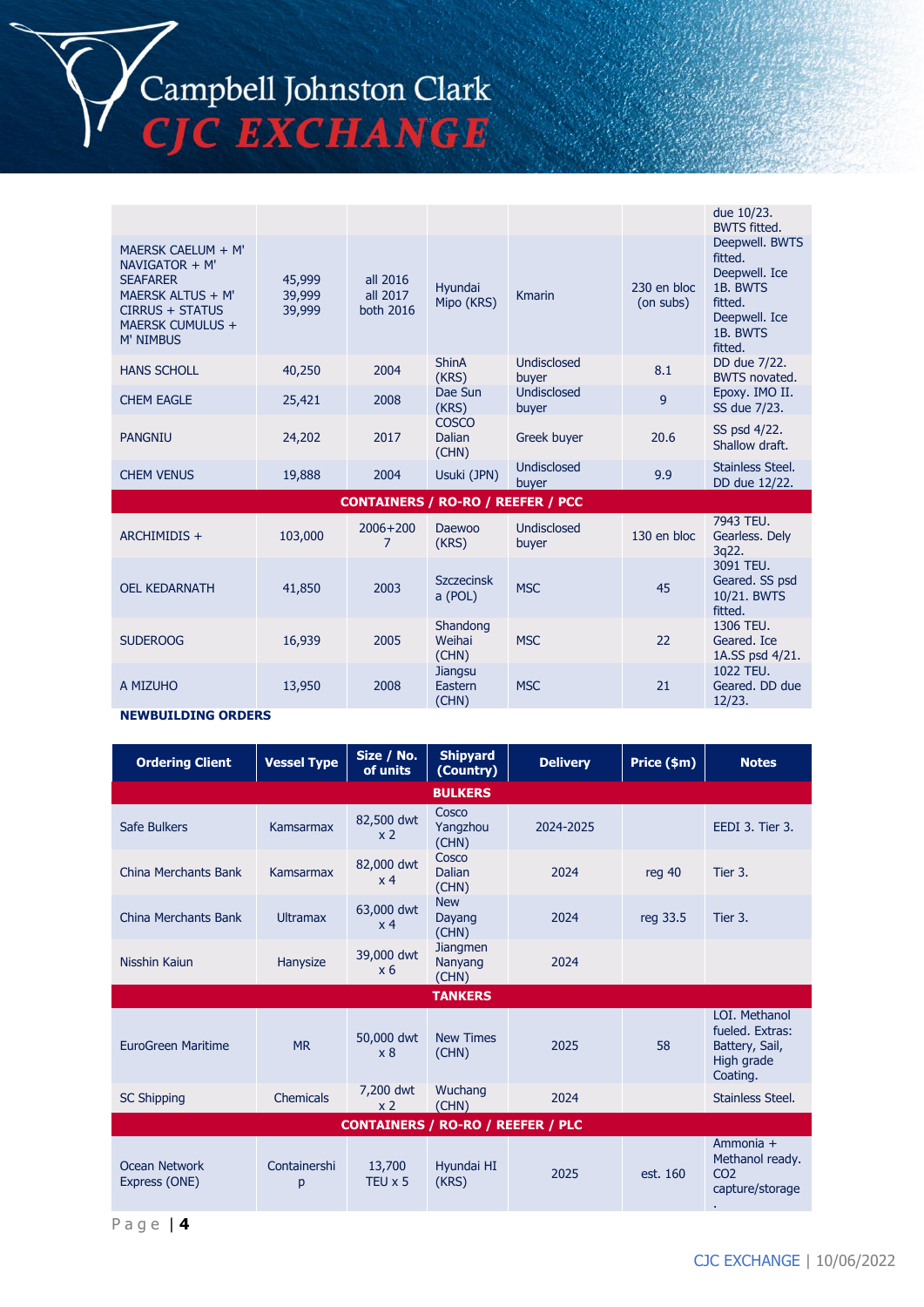|  |  |  |  |  |  | due 10/23. BWTS fitted. |
|---|---|---|---|---|---|---|
| MAERSK CAELUM + M' NAVIGATOR + M' SEAFARER MAERSK ALTUS + M' CIRRUS + STATUS MAERSK CUMULUS + M' NIMBUS | 45,999 39,999 39,999 | all 2016 all 2017 both 2016 | Hyundai Mipo (KRS) | Kmarin | 230 en bloc (on subs) | Deepwell. BWTS fitted. Deepwell. Ice 1B. BWTS fitted. Deepwell. Ice 1B. BWTS fitted. |
| HANS SCHOLL | 40,250 | 2004 | ShinA (KRS) | Undisclosed buyer | 8.1 | DD due 7/22. BWTS novated. |
| CHEM EAGLE | 25,421 | 2008 | Dae Sun (KRS) | Undisclosed buyer | 9 | Epoxy. IMO II. SS due 7/23. |
| PANGNIU | 24,202 | 2017 | COSCO Dalian (CHN) | Greek buyer | 20.6 | SS psd 4/22. Shallow draft. |
| CHEM VENUS | 19,888 | 2004 | Usuki (JPN) | Undisclosed buyer | 9.9 | Stainless Steel. DD due 12/22. |
| **CONTAINERS / RO-RO / REEFER / PCC** |  |  |  |  |  |  |
| ARCHIMIDIS + | 103,000 | 2006+2007 | Daewoo (KRS) | Undisclosed buyer | 130 en bloc | 7943 TEU. Gearless. Dely 3q22. |
| OEL KEDARNATH | 41,850 | 2003 | Szczecinska (POL) | MSC | 45 | 3091 TEU. Geared. SS psd 10/21. BWTS fitted. |
| SUDEROOG | 16,939 | 2005 | Shandong Weihai (CHN) | MSC | 22 | 1306 TEU. Geared. Ice 1A.SS psd 4/21. |
| A MIZUHO | 13,950 | 2008 | Jiangsu Eastern (CHN) | MSC | 21 | 1022 TEU. Geared. DD due 12/23. |

**NEWBUILDING ORDERS**

| Ordering Client | Vessel Type | Size / No. of units | Shipyard (Country) | Delivery | Price ($m) | Notes |
|---|---|---|---|---|---|---|
| **BULKERS** |  |  |  |  |  |  |
| Safe Bulkers | Kamsarmax | 82,500 dwt x 2 | Cosco Yangzhou (CHN) | 2024-2025 |  | EEDI 3. Tier 3. |
| China Merchants Bank | Kamsarmax | 82,000 dwt x 4 | Cosco Dalian (CHN) | 2024 | reg 40 | Tier 3. |
| China Merchants Bank | Ultramax | 63,000 dwt x 4 | New Dayang (CHN) | 2024 | reg 33.5 | Tier 3. |
| Nisshin Kaiun | Hanysize | 39,000 dwt x 6 | Jiangmen Nanyang (CHN) | 2024 |  |  |
| **TANKERS** |  |  |  |  |  |  |
| EuroGreen Maritime | MR | 50,000 dwt x 8 | New Times (CHN) | 2025 | 58 | LOI. Methanol fueled. Extras: Battery, Sail, High grade Coating. |
| SC Shipping | Chemicals | 7,200 dwt x 2 | Wuchang (CHN) | 2024 |  | Stainless Steel. |
| **CONTAINERS / RO-RO / REEFER / PLC** |  |  |  |  |  |  |
| Ocean Network Express (ONE) | Containership | 13,700 TEU x 5 | Hyundai HI (KRS) | 2025 | est. 160 | Ammonia + Methanol ready. $CO_2$ capture/storage. |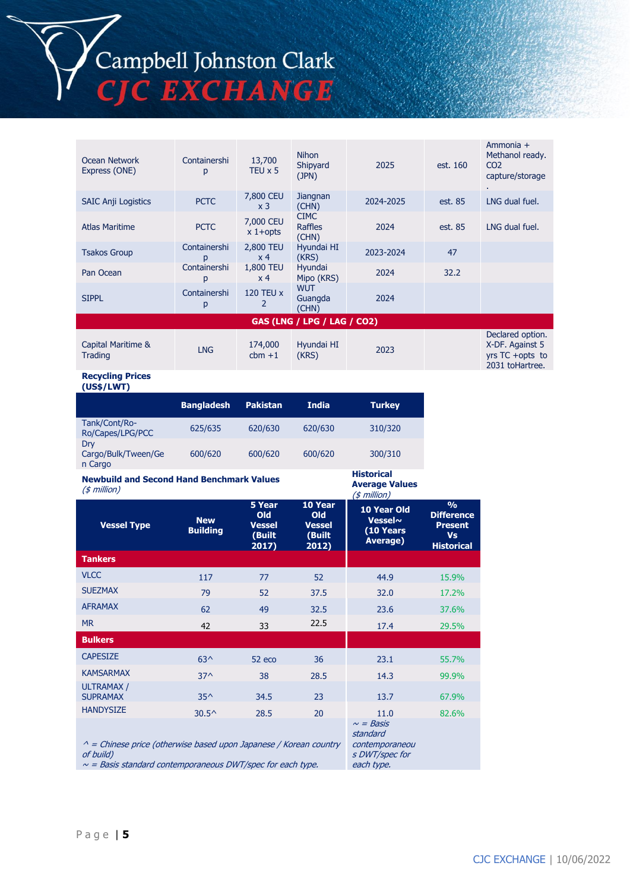| Ocean Network Express (ONE) | Containership | 13,700 TEU x 5 | Nihon Shipyard (JPN) | 2025 | est. 160 | Ammonia + Methanol ready. $CO_2$ capture/storage. |
|---|---|---|---|---|---|---|
| SAIC Anji Logistics | PCTC | 7,800 CEU x 3 | Jiangnan (CHN) | 2024-2025 | est. 85 | LNG dual fuel. |
| Atlas Maritime | PCTC | 7,000 CEU x 1+opts | CIMC Raffles (CHN) | 2024 | est. 85 | LNG dual fuel. |
| Tsakos Group | Containership | 2,800 TEU x 4 | Hyundai HI (KRS) | 2023-2024 | 47 | |
| Pan Ocean | Containership | 1,800 TEU x 4 | Hyundai Mipo (KRS) | 2024 | 32.2 | |
| SIPPL | Containership | 120 TEU x 2 | WUT Guangda (CHN) | 2024 | | |
| **GAS (LNG / LPG / LAG / CO2)** | | | | | | |
| Capital Maritime & Trading | LNG | 174,000 cbm +1 | Hyundai HI (KRS) | 2023 | | Declared option. X-DF. Against 5 yrs TC +opts to 2031 toHartree. |

**Recycling Prices (US$/LWT)**

| | Bangladesh | Pakistan | India | Turkey |
|---|---|---|---|---|
| Tank/Cont/Ro-Ro/Capes/LPG/PCC | 625/635 | 620/630 | 620/630 | 310/320 |
| Dry Cargo/Bulk/Tween/Gen Cargo | 600/620 | 600/620 | 600/620 | 300/310 |

**Newbuild and Second Hand Benchmark Values** *($ million)*

**Historical Average Values** *($ million)*

| Vessel Type | New Building | 5 Year Old Vessel (Built 2017) | 10 Year Old Vessel (Built 2012) | 10 Year Old Vessel~ (10 Years Average) | % Difference Present Vs Historical |
|---|---|---|---|---|---|
| **Tankers** | | | | | |
| VLCC | 117 | 77 | 52 | 44.9 | 15.9% |
| SUEZMAX | 79 | 52 | 37.5 | 32.0 | 17.2% |
| AFRAMAX | 62 | 49 | 32.5 | 23.6 | 37.6% |
| MR | 42 | 33 | 22.5 | 17.4 | 29.5% |
| **Bulkers** | | | | | |
| CAPESIZE | 63^ | 52 eco | 36 | 23.1 | 55.7% |
| KAMSARMAX | 37^ | 38 | 28.5 | 14.3 | 99.9% |
| ULTRAMAX / SUPRAMAX | 35^ | 34.5 | 23 | 13.7 | 67.9% |
| HANDYSIZE | 30.5^ | 28.5 | 20 | 11.0 | 82.6% |

*^ = Chinese price (otherwise based upon Japanese / Korean country of build)*
*~ = Basis standard contemporaneous DWT/spec for each type.*

*~ = Basis standard contemporaneous DWT/spec for each type.*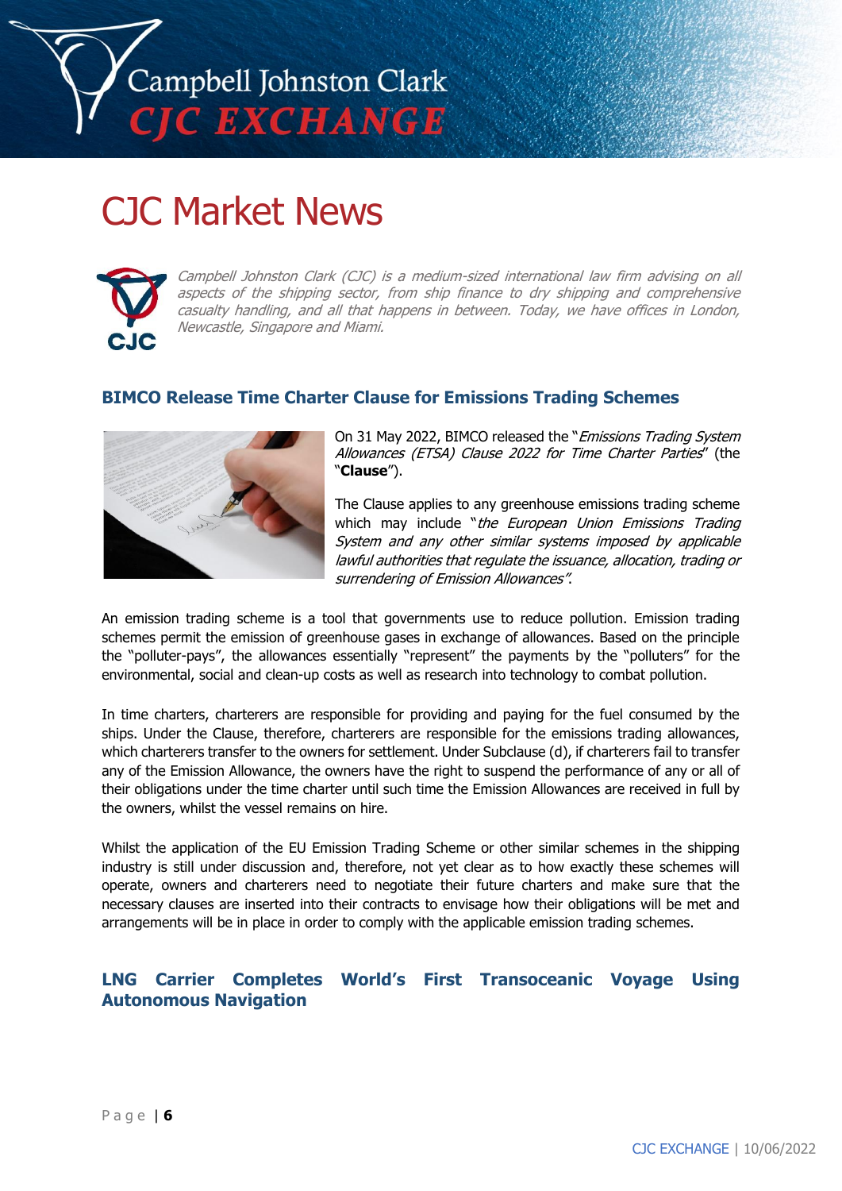# CJC Market News

*Campbell Johnston Clark (CJC) is a medium-sized international law firm advising on all aspects of the shipping sector, from ship finance to dry shipping and comprehensive casualty handling, and all that happens in between. Today, we have offices in London, Newcastle, Singapore and Miami.*

## BIMCO Release Time Charter Clause for Emissions Trading Schemes

On 31 May 2022, BIMCO released the "*Emissions Trading System Allowances (ETSA) Clause 2022 for Time Charter Parties*" (the "**Clause**").

The Clause applies to any greenhouse emissions trading scheme which may include "*the European Union Emissions Trading System and any other similar systems imposed by applicable lawful authorities that regulate the issuance, allocation, trading or surrendering of Emission Allowances"*.

An emission trading scheme is a tool that governments use to reduce pollution. Emission trading schemes permit the emission of greenhouse gases in exchange of allowances. Based on the principle the "polluter-pays", the allowances essentially "represent" the payments by the "polluters" for the environmental, social and clean-up costs as well as research into technology to combat pollution.

In time charters, charterers are responsible for providing and paying for the fuel consumed by the ships. Under the Clause, therefore, charterers are responsible for the emissions trading allowances, which charterers transfer to the owners for settlement. Under Subclause (d), if charterers fail to transfer any of the Emission Allowance, the owners have the right to suspend the performance of any or all of their obligations under the time charter until such time the Emission Allowances are received in full by the owners, whilst the vessel remains on hire.

Whilst the application of the EU Emission Trading Scheme or other similar schemes in the shipping industry is still under discussion and, therefore, not yet clear as to how exactly these schemes will operate, owners and charterers need to negotiate their future charters and make sure that the necessary clauses are inserted into their contracts to envisage how their obligations will be met and arrangements will be in place in order to comply with the applicable emission trading schemes.

## LNG Carrier Completes World's First Transoceanic Voyage Using Autonomous Navigation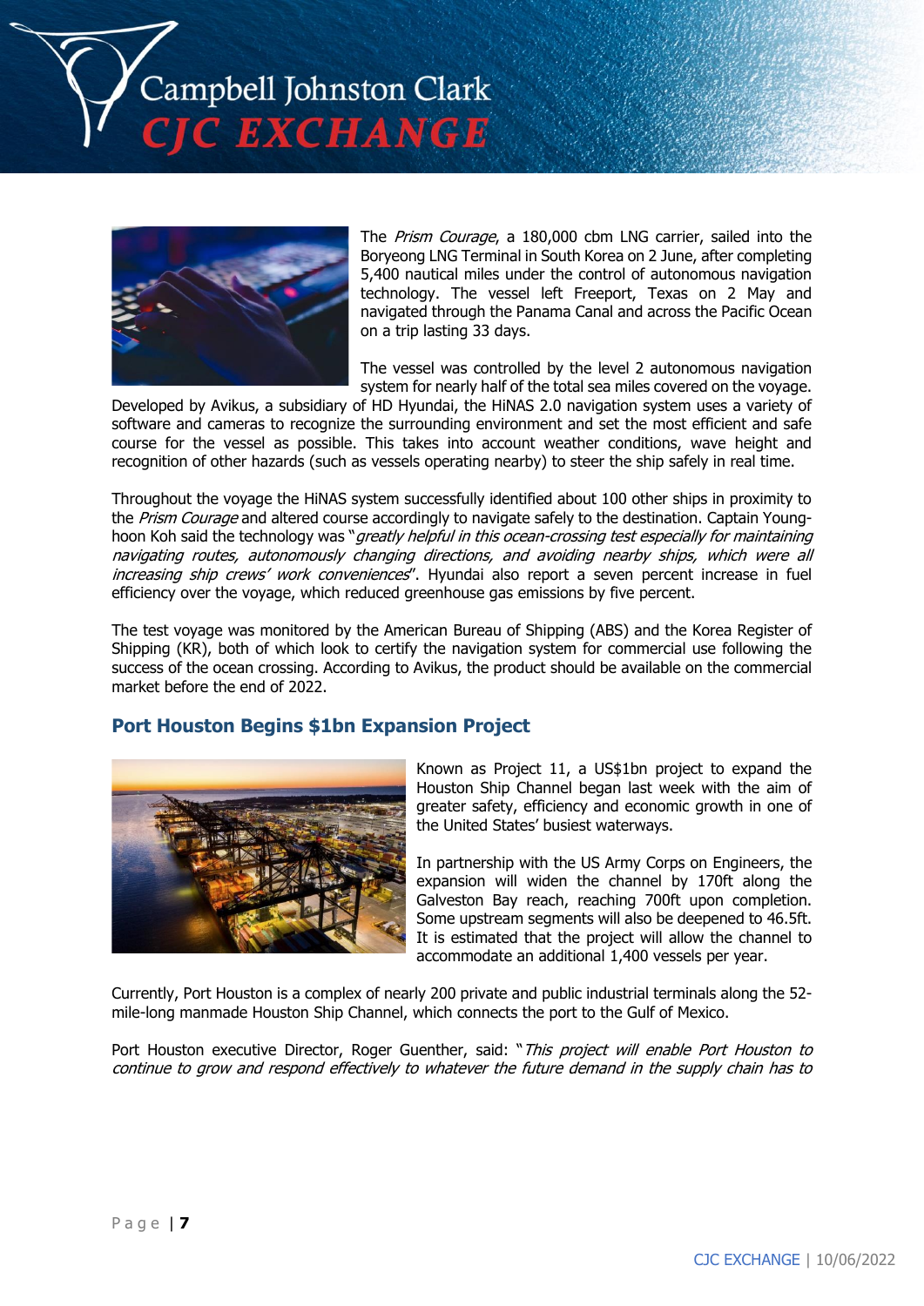The *Prism Courage*, a 180,000 cbm LNG carrier, sailed into the Boryeong LNG Terminal in South Korea on 2 June, after completing 5,400 nautical miles under the control of autonomous navigation technology. The vessel left Freeport, Texas on 2 May and navigated through the Panama Canal and across the Pacific Ocean on a trip lasting 33 days.

The vessel was controlled by the level 2 autonomous navigation system for nearly half of the total sea miles covered on the voyage. Developed by Avikus, a subsidiary of HD Hyundai, the HiNAS 2.0 navigation system uses a variety of software and cameras to recognize the surrounding environment and set the most efficient and safe course for the vessel as possible. This takes into account weather conditions, wave height and recognition of other hazards (such as vessels operating nearby) to steer the ship safely in real time.

Throughout the voyage the HiNAS system successfully identified about 100 other ships in proximity to the *Prism Courage* and altered course accordingly to navigate safely to the destination. Captain Young-hoon Koh said the technology was "*greatly helpful in this ocean-crossing test especially for maintaining navigating routes, autonomously changing directions, and avoiding nearby ships, which were all increasing ship crews' work conveniences*". Hyundai also report a seven percent increase in fuel efficiency over the voyage, which reduced greenhouse gas emissions by five percent.

The test voyage was monitored by the American Bureau of Shipping (ABS) and the Korea Register of Shipping (KR), both of which look to certify the navigation system for commercial use following the success of the ocean crossing. According to Avikus, the product should be available on the commercial market before the end of 2022.

## Port Houston Begins $1bn Expansion Project

Known as Project 11, a US$1bn project to expand the Houston Ship Channel began last week with the aim of greater safety, efficiency and economic growth in one of the United States' busiest waterways.

In partnership with the US Army Corps on Engineers, the expansion will widen the channel by 170ft along the Galveston Bay reach, reaching 700ft upon completion. Some upstream segments will also be deepened to 46.5ft. It is estimated that the project will allow the channel to accommodate an additional 1,400 vessels per year.

Currently, Port Houston is a complex of nearly 200 private and public industrial terminals along the 52-mile-long manmade Houston Ship Channel, which connects the port to the Gulf of Mexico.

Port Houston executive Director, Roger Guenther, said: "*This project will enable Port Houston to continue to grow and respond effectively to whatever the future demand in the supply chain has to*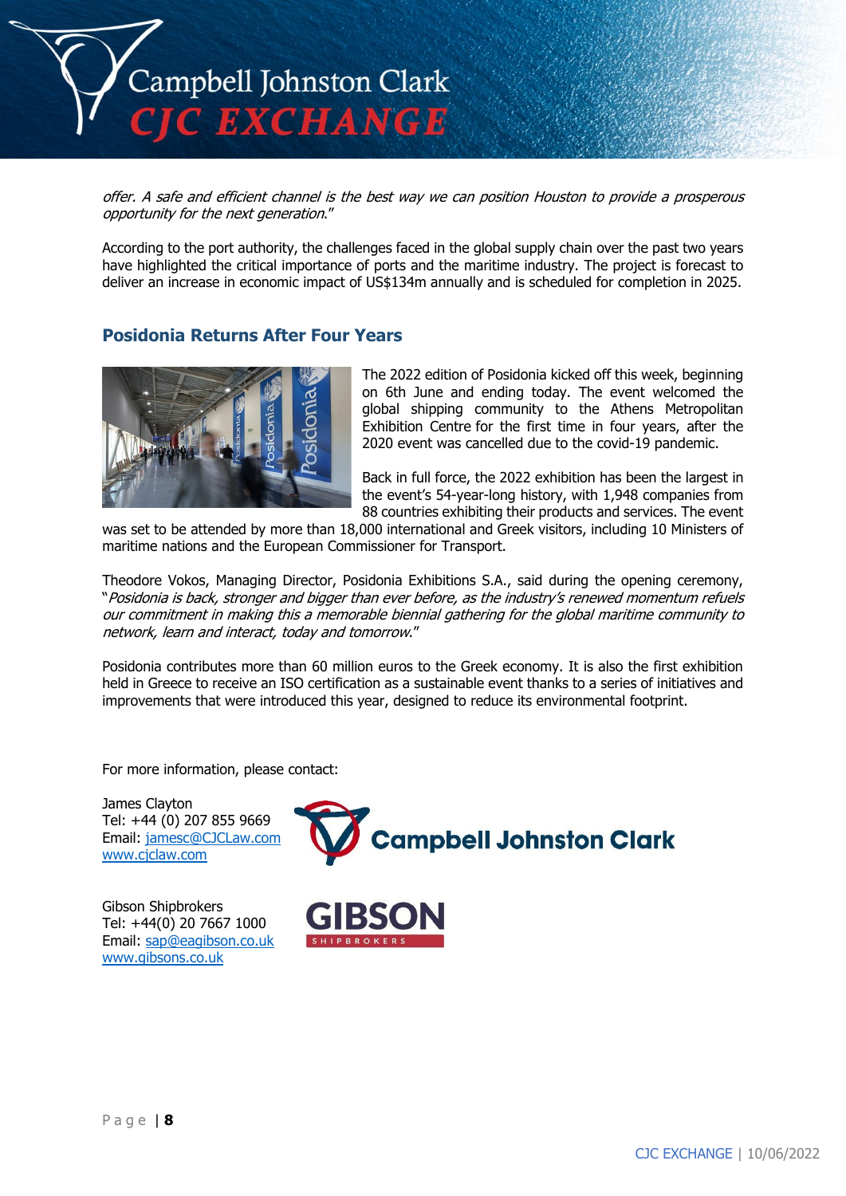*offer. A safe and efficient channel is the best way we can position Houston to provide a prosperous opportunity for the next generation*."

According to the port authority, the challenges faced in the global supply chain over the past two years have highlighted the critical importance of ports and the maritime industry. The project is forecast to deliver an increase in economic impact of US$134m annually and is scheduled for completion in 2025.

## Posidonia Returns After Four Years

The 2022 edition of Posidonia kicked off this week, beginning on 6th June and ending today. The event welcomed the global shipping community to the Athens Metropolitan Exhibition Centre for the first time in four years, after the 2020 event was cancelled due to the covid-19 pandemic.

Back in full force, the 2022 exhibition has been the largest in the event's 54-year-long history, with 1,948 companies from 88 countries exhibiting their products and services. The event was set to be attended by more than 18,000 international and Greek visitors, including 10 Ministers of maritime nations and the European Commissioner for Transport.

Theodore Vokos, Managing Director, Posidonia Exhibitions S.A., said during the opening ceremony, "*Posidonia is back, stronger and bigger than ever before, as the industry's renewed momentum refuels our commitment in making this a memorable biennial gathering for the global maritime community to network, learn and interact, today and tomorrow*."

Posidonia contributes more than 60 million euros to the Greek economy. It is also the first exhibition held in Greece to receive an ISO certification as a sustainable event thanks to a series of initiatives and improvements that were introduced this year, designed to reduce its environmental footprint.

For more information, please contact:

James Clayton
Tel: +44 (0) 207 855 9669
Email: jamesc@CJCLaw.com
www.cjclaw.com

Campbell Johnston Clark

Gibson Shipbrokers
Tel: +44(0) 20 7667 1000
Email: sap@eagibson.co.uk
www.gibsons.co.uk

GIBSON SHIPBROKERS